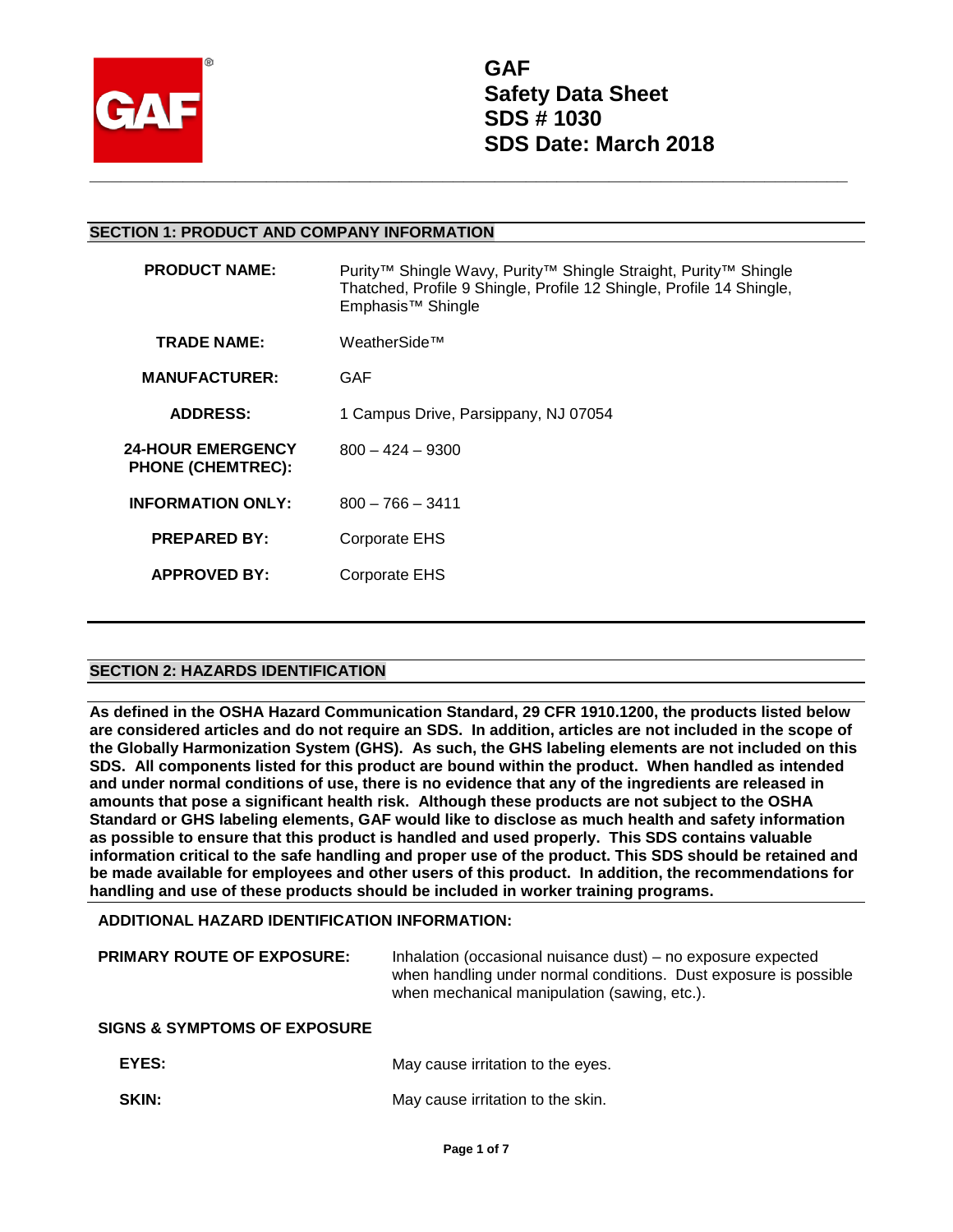# GAF
# Safety Data Sheet
# SDS # 1030
# SDS Date: March 2018

## SECTION 1: PRODUCT AND COMPANY INFORMATION

| | |
|---|---|
| **PRODUCT NAME:** | Purity™ Shingle Wavy, Purity™ Shingle Straight, Purity™ Shingle Thatched, Profile 9 Shingle, Profile 12 Shingle, Profile 14 Shingle, Emphasis™ Shingle |
| **TRADE NAME:** | WeatherSide™ |
| **MANUFACTURER:** | GAF |
| **ADDRESS:** | 1 Campus Drive, Parsippany, NJ 07054 |
| **24-HOUR EMERGENCY PHONE (CHEMTREC):** | 800 – 424 – 9300 |
| **INFORMATION ONLY:** | 800 – 766 – 3411 |
| **PREPARED BY:** | Corporate EHS |
| **APPROVED BY:** | Corporate EHS |

## SECTION 2: HAZARDS IDENTIFICATION

**As defined in the OSHA Hazard Communication Standard, 29 CFR 1910.1200, the products listed below are considered articles and do not require an SDS. In addition, articles are not included in the scope of the Globally Harmonization System (GHS). As such, the GHS labeling elements are not included on this SDS. All components listed for this product are bound within the product. When handled as intended and under normal conditions of use, there is no evidence that any of the ingredients are released in amounts that pose a significant health risk. Although these products are not subject to the OSHA Standard or GHS labeling elements, GAF would like to disclose as much health and safety information as possible to ensure that this product is handled and used properly. This SDS contains valuable information critical to the safe handling and proper use of the product. This SDS should be retained and be made available for employees and other users of this product. In addition, the recommendations for handling and use of these products should be included in worker training programs.**

**ADDITIONAL HAZARD IDENTIFICATION INFORMATION:**

**PRIMARY ROUTE OF EXPOSURE:** Inhalation (occasional nuisance dust) – no exposure expected when handling under normal conditions. Dust exposure is possible when mechanical manipulation (sawing, etc.).

**SIGNS & SYMPTOMS OF EXPOSURE**

**EYES:** May cause irritation to the eyes.

**SKIN:** May cause irritation to the skin.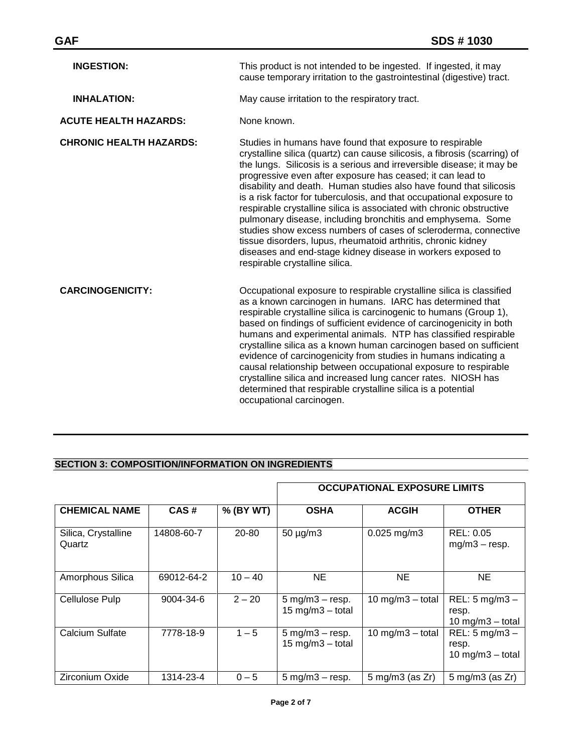**INGESTION:** This product is not intended to be ingested. If ingested, it may cause temporary irritation to the gastrointestinal (digestive) tract.

**INHALATION:** May cause irritation to the respiratory tract.

**ACUTE HEALTH HAZARDS:** None known.

**CHRONIC HEALTH HAZARDS:** Studies in humans have found that exposure to respirable crystalline silica (quartz) can cause silicosis, a fibrosis (scarring) of the lungs. Silicosis is a serious and irreversible disease; it may be progressive even after exposure has ceased; it can lead to disability and death. Human studies also have found that silicosis is a risk factor for tuberculosis, and that occupational exposure to respirable crystalline silica is associated with chronic obstructive pulmonary disease, including bronchitis and emphysema. Some studies show excess numbers of cases of scleroderma, connective tissue disorders, lupus, rheumatoid arthritis, chronic kidney diseases and end-stage kidney disease in workers exposed to respirable crystalline silica.

**CARCINOGENICITY:** Occupational exposure to respirable crystalline silica is classified as a known carcinogen in humans. IARC has determined that respirable crystalline silica is carcinogenic to humans (Group 1), based on findings of sufficient evidence of carcinogenicity in both humans and experimental animals. NTP has classified respirable crystalline silica as a known human carcinogen based on sufficient evidence of carcinogenicity from studies in humans indicating a causal relationship between occupational exposure to respirable crystalline silica and increased lung cancer rates. NIOSH has determined that respirable crystalline silica is a potential occupational carcinogen.

## SECTION 3: COMPOSITION/INFORMATION ON INGREDIENTS

| | | | OCCUPATIONAL EXPOSURE LIMITS | | |
|---|---|---|---|---|---|
| **CHEMICAL NAME** | **CAS #** | **% (BY WT)** | **OSHA** | **ACGIH** | **OTHER** |
| Silica, Crystalline Quartz | 14808-60-7 | 20-80 | 50 µg/m3 | 0.025 mg/m3 | REL: 0.05 mg/m3 – resp. |
| Amorphous Silica | 69012-64-2 | 10 – 40 | NE | NE | NE |
| Cellulose Pulp | 9004-34-6 | 2 – 20 | 5 mg/m3 – resp. 15 mg/m3 – total | 10 mg/m3 – total | REL: 5 mg/m3 – resp. 10 mg/m3 – total |
| Calcium Sulfate | 7778-18-9 | 1 – 5 | 5 mg/m3 – resp. 15 mg/m3 – total | 10 mg/m3 – total | REL: 5 mg/m3 – resp. 10 mg/m3 – total |
| Zirconium Oxide | 1314-23-4 | 0 – 5 | 5 mg/m3 – resp. | 5 mg/m3 (as Zr) | 5 mg/m3 (as Zr) |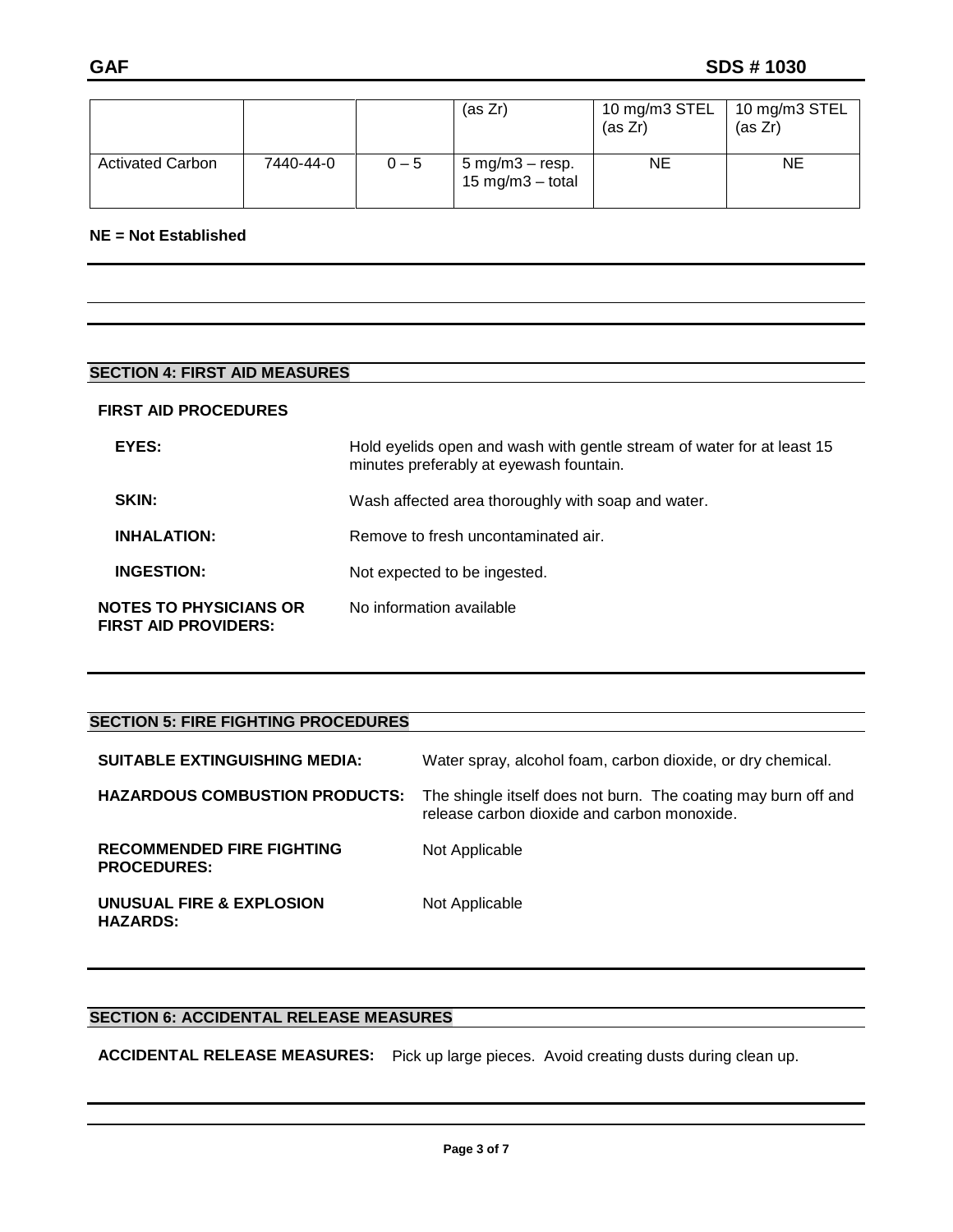|  |  |  | (as Zr) | 10 mg/m3 STEL (as Zr) | 10 mg/m3 STEL (as Zr) |
|---|---|---|---|---|---|
| Activated Carbon | 7440-44-0 | 0 – 5 | 5 mg/m3 – resp. 15 mg/m3 – total | NE | NE |

**NE = Not Established**

## SECTION 4: FIRST AID MEASURES

**FIRST AID PROCEDURES**

**EYES:** Hold eyelids open and wash with gentle stream of water for at least 15 minutes preferably at eyewash fountain.

**SKIN:** Wash affected area thoroughly with soap and water.

**INHALATION:** Remove to fresh uncontaminated air.

**INGESTION:** Not expected to be ingested.

**NOTES TO PHYSICIANS OR FIRST AID PROVIDERS:** No information available

## SECTION 5: FIRE FIGHTING PROCEDURES

**SUITABLE EXTINGUISHING MEDIA:** Water spray, alcohol foam, carbon dioxide, or dry chemical.

**HAZARDOUS COMBUSTION PRODUCTS:** The shingle itself does not burn. The coating may burn off and release carbon dioxide and carbon monoxide.

**RECOMMENDED FIRE FIGHTING PROCEDURES:** Not Applicable

**UNUSUAL FIRE & EXPLOSION HAZARDS:** Not Applicable

## SECTION 6: ACCIDENTAL RELEASE MEASURES

**ACCIDENTAL RELEASE MEASURES:** Pick up large pieces. Avoid creating dusts during clean up.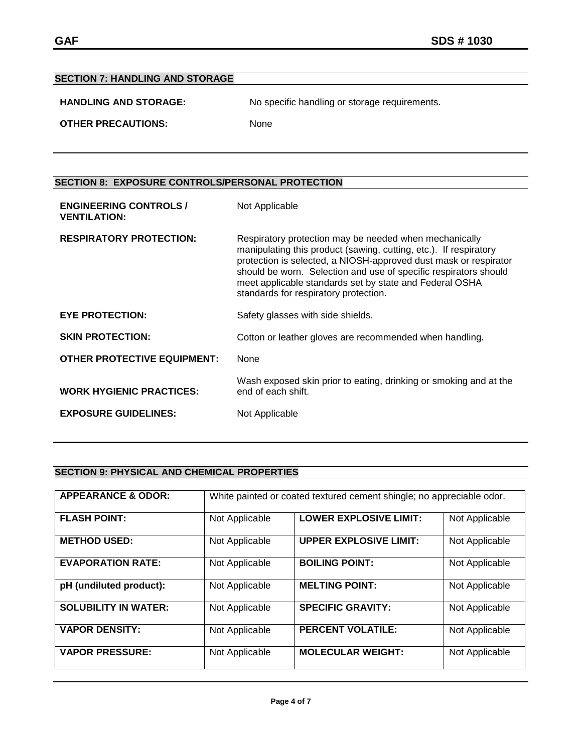## SECTION 7: HANDLING AND STORAGE

**HANDLING AND STORAGE:** No specific handling or storage requirements.

**OTHER PRECAUTIONS:** None

## SECTION 8: EXPOSURE CONTROLS/PERSONAL PROTECTION

**ENGINEERING CONTROLS / VENTILATION:** Not Applicable

**RESPIRATORY PROTECTION:** Respiratory protection may be needed when mechanically manipulating this product (sawing, cutting, etc.). If respiratory protection is selected, a NIOSH-approved dust mask or respirator should be worn. Selection and use of specific respirators should meet applicable standards set by state and Federal OSHA standards for respiratory protection.

**EYE PROTECTION:** Safety glasses with side shields.

**SKIN PROTECTION:** Cotton or leather gloves are recommended when handling.

**OTHER PROTECTIVE EQUIPMENT:** None

**WORK HYGIENIC PRACTICES:** Wash exposed skin prior to eating, drinking or smoking and at the end of each shift.

**EXPOSURE GUIDELINES:** Not Applicable

## SECTION 9: PHYSICAL AND CHEMICAL PROPERTIES

| **APPEARANCE & ODOR:** | White painted or coated textured cement shingle; no appreciable odor. | | |
|---|---|---|---|
| **FLASH POINT:** | Not Applicable | **LOWER EXPLOSIVE LIMIT:** | Not Applicable |
| **METHOD USED:** | Not Applicable | **UPPER EXPLOSIVE LIMIT:** | Not Applicable |
| **EVAPORATION RATE:** | Not Applicable | **BOILING POINT:** | Not Applicable |
| **pH (undiluted product):** | Not Applicable | **MELTING POINT:** | Not Applicable |
| **SOLUBILITY IN WATER:** | Not Applicable | **SPECIFIC GRAVITY:** | Not Applicable |
| **VAPOR DENSITY:** | Not Applicable | **PERCENT VOLATILE:** | Not Applicable |
| **VAPOR PRESSURE:** | Not Applicable | **MOLECULAR WEIGHT:** | Not Applicable |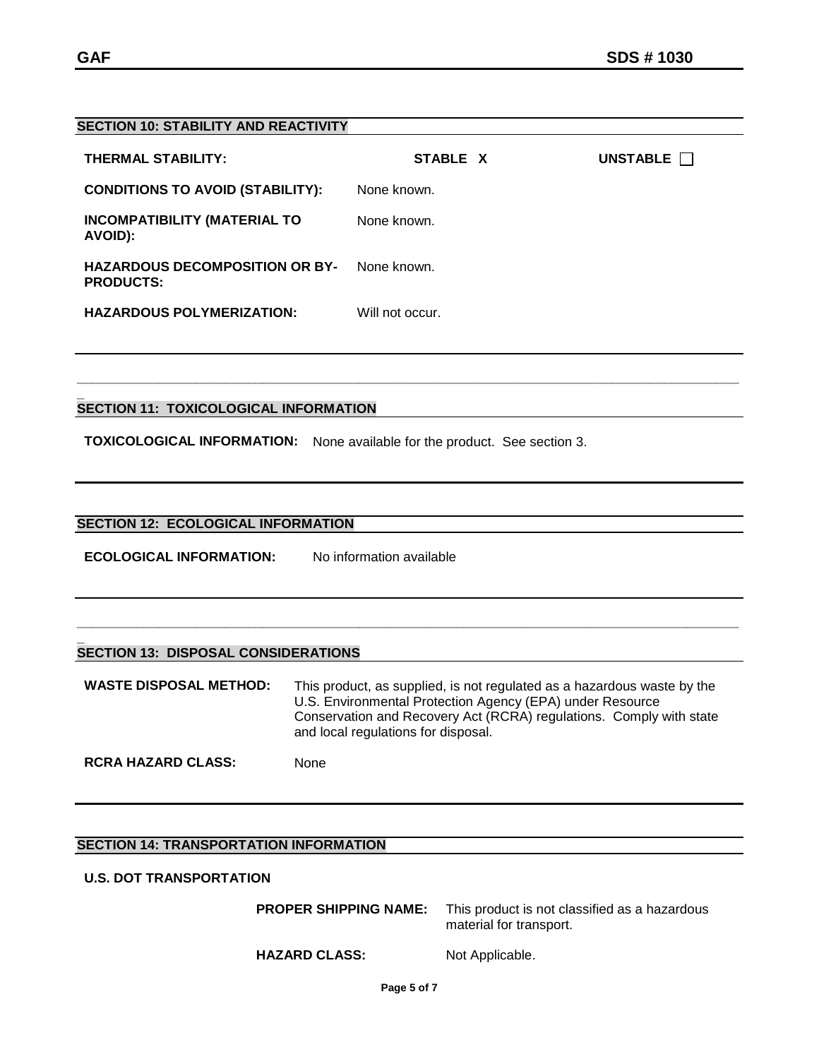## SECTION 10: STABILITY AND REACTIVITY

**THERMAL STABILITY:** **STABLE X** **UNSTABLE ☐**

**CONDITIONS TO AVOID (STABILITY):** None known.

**INCOMPATIBILITY (MATERIAL TO AVOID):** None known.

**HAZARDOUS DECOMPOSITION OR BY-PRODUCTS:** None known.

**HAZARDOUS POLYMERIZATION:** Will not occur.

## SECTION 11: TOXICOLOGICAL INFORMATION

**TOXICOLOGICAL INFORMATION:** None available for the product. See section 3.

## SECTION 12: ECOLOGICAL INFORMATION

**ECOLOGICAL INFORMATION:** No information available

## SECTION 13: DISPOSAL CONSIDERATIONS

**WASTE DISPOSAL METHOD:** This product, as supplied, is not regulated as a hazardous waste by the U.S. Environmental Protection Agency (EPA) under Resource Conservation and Recovery Act (RCRA) regulations. Comply with state and local regulations for disposal.

**RCRA HAZARD CLASS:** None

## SECTION 14: TRANSPORTATION INFORMATION

**U.S. DOT TRANSPORTATION**

**PROPER SHIPPING NAME:** This product is not classified as a hazardous material for transport.

**HAZARD CLASS:** Not Applicable.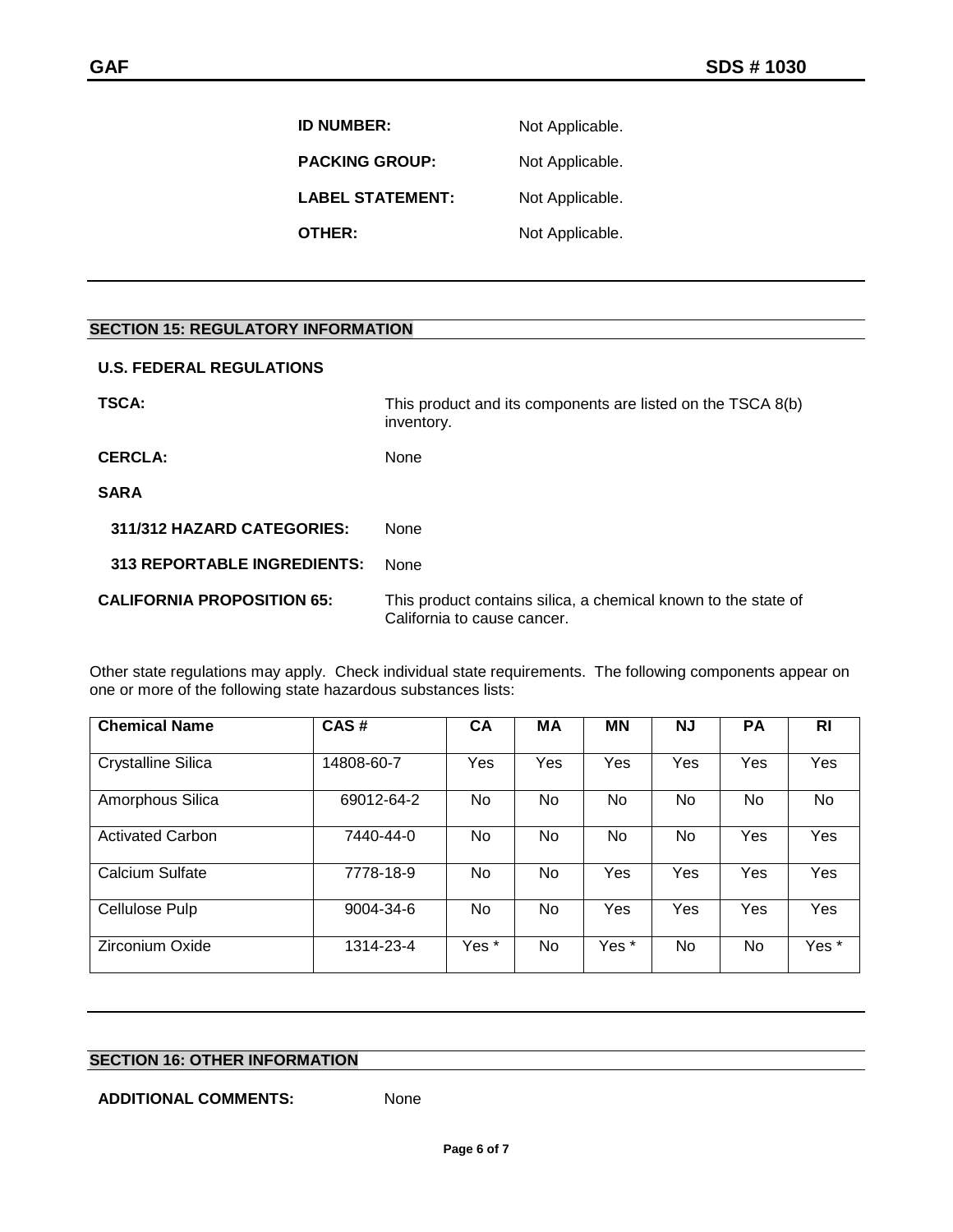**ID NUMBER:** Not Applicable.

**PACKING GROUP:** Not Applicable.

**LABEL STATEMENT:** Not Applicable.

**OTHER:** Not Applicable.

## SECTION 15: REGULATORY INFORMATION

**U.S. FEDERAL REGULATIONS**

**TSCA:** This product and its components are listed on the TSCA 8(b) inventory.

**CERCLA:** None

**SARA**

**311/312 HAZARD CATEGORIES:** None

**313 REPORTABLE INGREDIENTS:** None

**CALIFORNIA PROPOSITION 65:** This product contains silica, a chemical known to the state of California to cause cancer.

Other state regulations may apply. Check individual state requirements. The following components appear on one or more of the following state hazardous substances lists:

| Chemical Name | CAS # | CA | MA | MN | NJ | PA | RI |
|---|---|---|---|---|---|---|---|
| Crystalline Silica | 14808-60-7 | Yes | Yes | Yes | Yes | Yes | Yes |
| Amorphous Silica | 69012-64-2 | No | No | No | No | No | No |
| Activated Carbon | 7440-44-0 | No | No | No | No | Yes | Yes |
| Calcium Sulfate | 7778-18-9 | No | No | Yes | Yes | Yes | Yes |
| Cellulose Pulp | 9004-34-6 | No | No | Yes | Yes | Yes | Yes |
| Zirconium Oxide | 1314-23-4 | Yes * | No | Yes * | No | No | Yes * |

## SECTION 16: OTHER INFORMATION

**ADDITIONAL COMMENTS:** None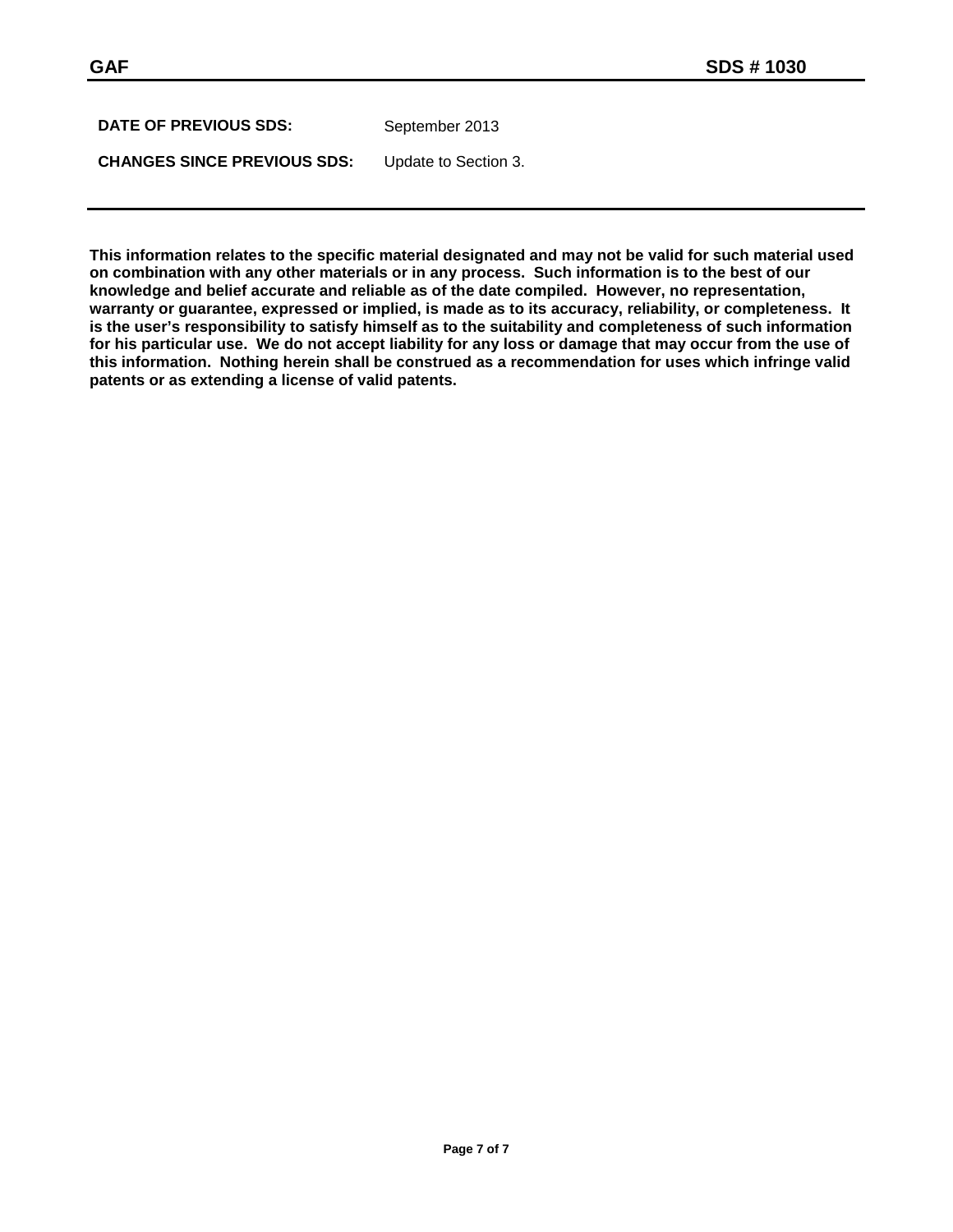**DATE OF PREVIOUS SDS:** September 2013

**CHANGES SINCE PREVIOUS SDS:** Update to Section 3.

**This information relates to the specific material designated and may not be valid for such material used on combination with any other materials or in any process. Such information is to the best of our knowledge and belief accurate and reliable as of the date compiled. However, no representation, warranty or guarantee, expressed or implied, is made as to its accuracy, reliability, or completeness. It is the user's responsibility to satisfy himself as to the suitability and completeness of such information for his particular use. We do not accept liability for any loss or damage that may occur from the use of this information. Nothing herein shall be construed as a recommendation for uses which infringe valid patents or as extending a license of valid patents.**